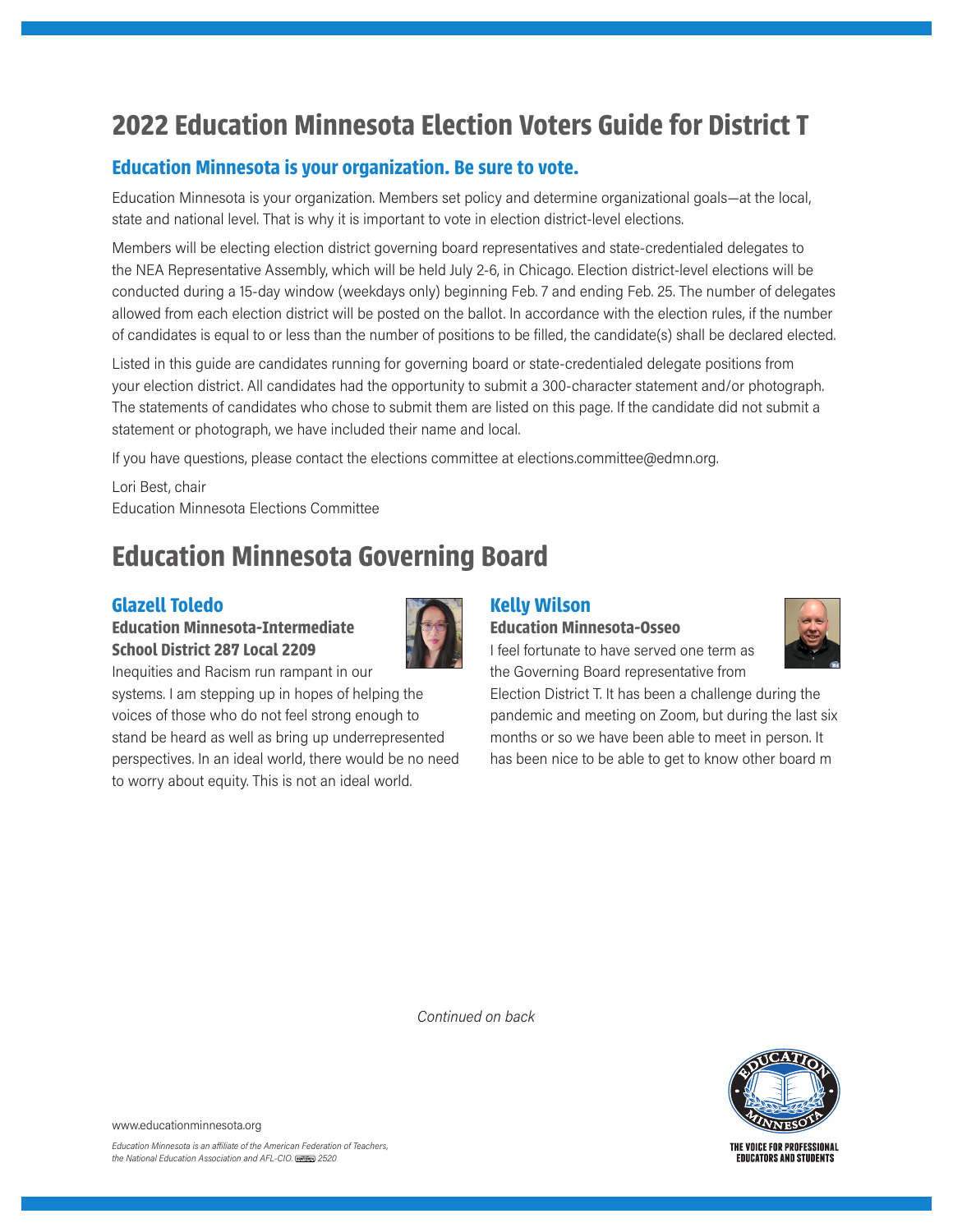# 2022 Education Minnesota Election Voters Guide for District T

## Education Minnesota is your organization. Be sure to vote.

Education Minnesota is your organization. Members set policy and determine organizational goals—at the local, state and national level. That is why it is important to vote in election district-level elections.

Members will be electing election district governing board representatives and state-credentialed delegates to the NEA Representative Assembly, which will be held July 2-6, in Chicago. Election district-level elections will be conducted during a 15-day window (weekdays only) beginning Feb. 7 and ending Feb. 25. The number of delegates allowed from each election district will be posted on the ballot. In accordance with the election rules, if the number of candidates is equal to or less than the number of positions to be filled, the candidate(s) shall be declared elected.

Listed in this guide are candidates running for governing board or state-credentialed delegate positions from your election district. All candidates had the opportunity to submit a 300-character statement and/or photograph. The statements of candidates who chose to submit them are listed on this page. If the candidate did not submit a statement or photograph, we have included their name and local.

If you have questions, please contact the elections committee at elections.committee@edmn.org.

Lori Best, chair
Education Minnesota Elections Committee

# Education Minnesota Governing Board

### Glazell Toledo

**Education Minnesota-Intermediate School District 287 Local 2209**

Inequities and Racism run rampant in our systems. I am stepping up in hopes of helping the voices of those who do not feel strong enough to stand be heard as well as bring up underrepresented perspectives. In an ideal world, there would be no need to worry about equity. This is not an ideal world.

### Kelly Wilson

**Education Minnesota-Osseo**

I feel fortunate to have served one term as the Governing Board representative from Election District T. It has been a challenge during the pandemic and meeting on Zoom, but during the last six months or so we have been able to meet in person. It has been nice to be able to get to know other board m

*Continued on back*

www.educationminnesota.org

*Education Minnesota is an affiliate of the American Federation of Teachers, the National Education Association and AFL-CIO.* 2520

THE VOICE FOR PROFESSIONAL EDUCATORS AND STUDENTS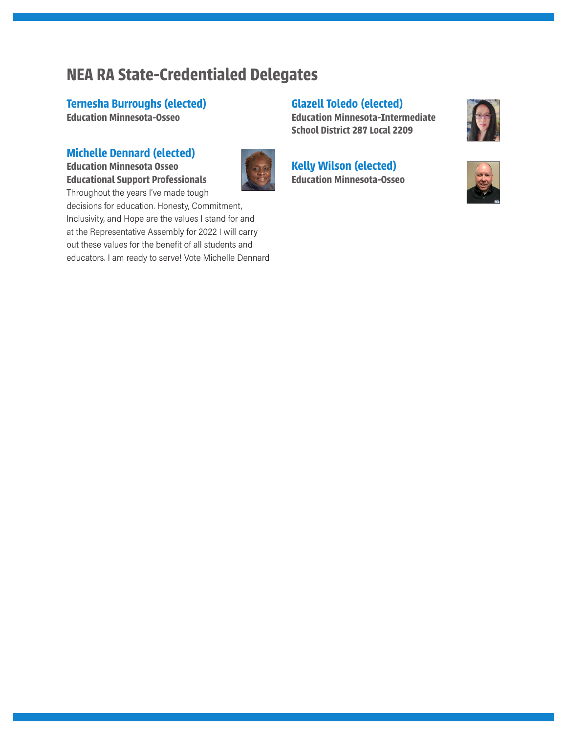# NEA RA State-Credentialed Delegates

### Ternesha Burroughs (elected)
**Education Minnesota-Osseo**

### Michelle Dennard (elected)
**Education Minnesota Osseo Educational Support Professionals**

Throughout the years I've made tough decisions for education. Honesty, Commitment, Inclusivity, and Hope are the values I stand for and at the Representative Assembly for 2022 I will carry out these values for the benefit of all students and educators. I am ready to serve! Vote Michelle Dennard

### Glazell Toledo (elected)
**Education Minnesota-Intermediate School District 287 Local 2209**

### Kelly Wilson (elected)
**Education Minnesota-Osseo**